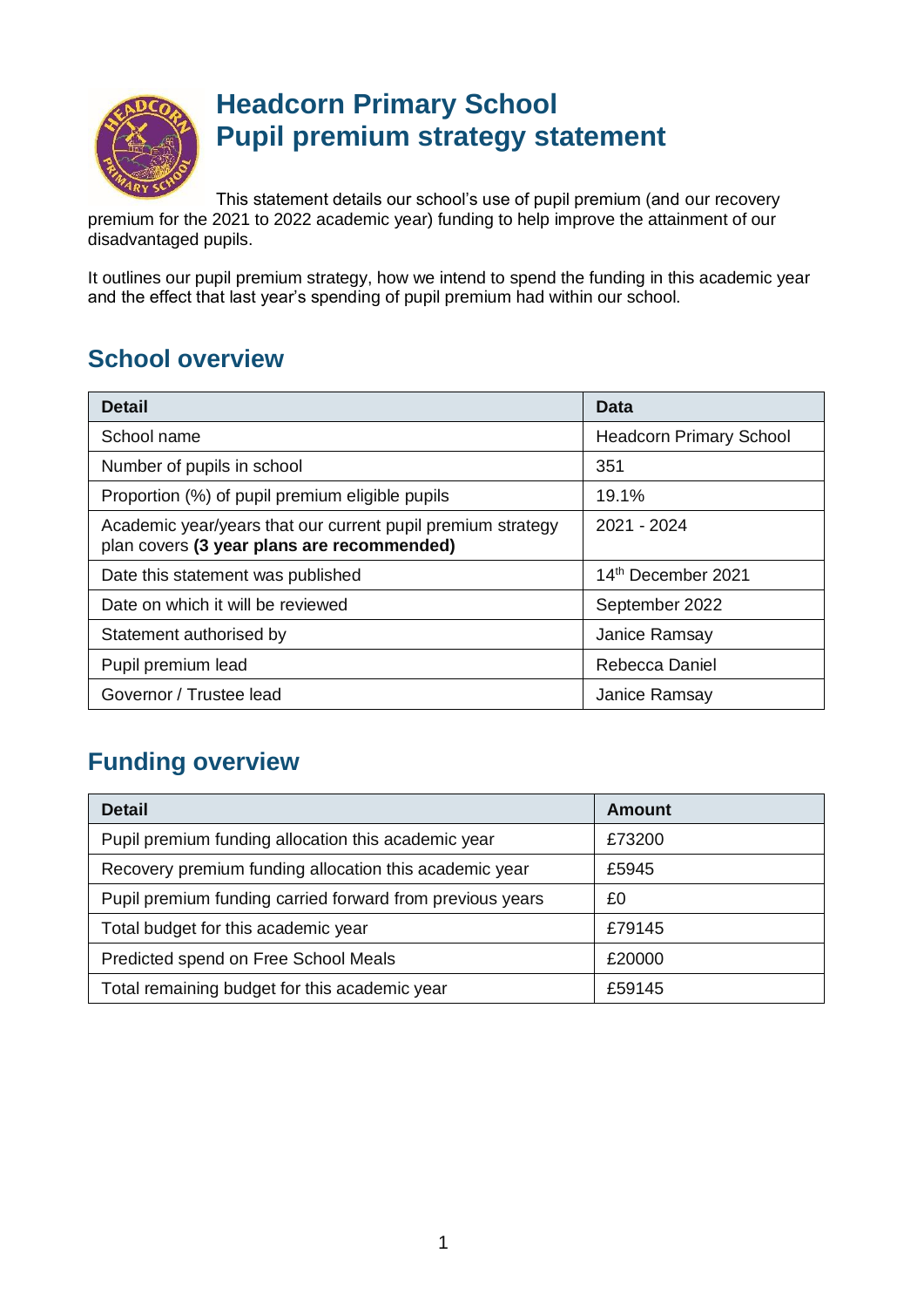# Headcorn Primary School
# Pupil premium strategy statement

This statement details our school's use of pupil premium (and our recovery premium for the 2021 to 2022 academic year) funding to help improve the attainment of our disadvantaged pupils.

It outlines our pupil premium strategy, how we intend to spend the funding in this academic year and the effect that last year's spending of pupil premium had within our school.

## School overview

| Detail | Data |
|---|---|
| School name | Headcorn Primary School |
| Number of pupils in school | 351 |
| Proportion (%) of pupil premium eligible pupils | 19.1% |
| Academic year/years that our current pupil premium strategy plan covers **(3 year plans are recommended)** | 2021 - 2024 |
| Date this statement was published | 14th December 2021 |
| Date on which it will be reviewed | September 2022 |
| Statement authorised by | Janice Ramsay |
| Pupil premium lead | Rebecca Daniel |
| Governor / Trustee lead | Janice Ramsay |

## Funding overview

| Detail | Amount |
|---|---|
| Pupil premium funding allocation this academic year | £73200 |
| Recovery premium funding allocation this academic year | £5945 |
| Pupil premium funding carried forward from previous years | £0 |
| Total budget for this academic year | £79145 |
| Predicted spend on Free School Meals | £20000 |
| Total remaining budget for this academic year | £59145 |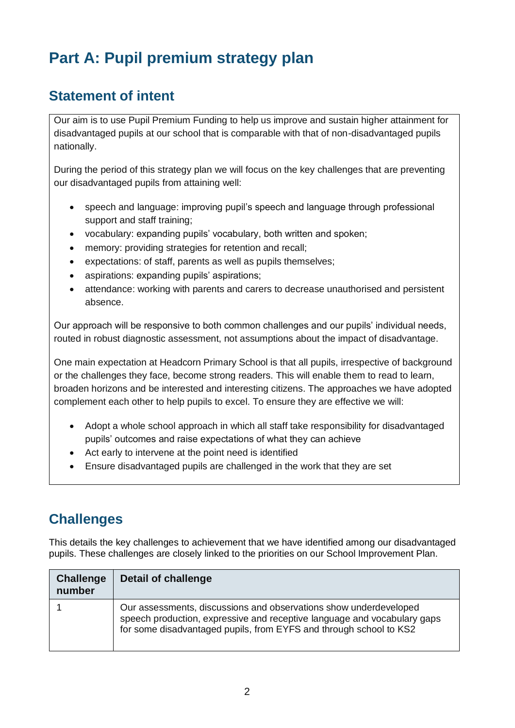# Part A: Pupil premium strategy plan

## Statement of intent

Our aim is to use Pupil Premium Funding to help us improve and sustain higher attainment for disadvantaged pupils at our school that is comparable with that of non-disadvantaged pupils nationally.

During the period of this strategy plan we will focus on the key challenges that are preventing our disadvantaged pupils from attaining well:

- speech and language: improving pupil's speech and language through professional support and staff training;
- vocabulary: expanding pupils' vocabulary, both written and spoken;
- memory: providing strategies for retention and recall;
- expectations: of staff, parents as well as pupils themselves;
- aspirations: expanding pupils' aspirations;
- attendance: working with parents and carers to decrease unauthorised and persistent absence.

Our approach will be responsive to both common challenges and our pupils' individual needs, routed in robust diagnostic assessment, not assumptions about the impact of disadvantage.

One main expectation at Headcorn Primary School is that all pupils, irrespective of background or the challenges they face, become strong readers. This will enable them to read to learn, broaden horizons and be interested and interesting citizens. The approaches we have adopted complement each other to help pupils to excel. To ensure they are effective we will:

- Adopt a whole school approach in which all staff take responsibility for disadvantaged pupils' outcomes and raise expectations of what they can achieve
- Act early to intervene at the point need is identified
- Ensure disadvantaged pupils are challenged in the work that they are set

## Challenges

This details the key challenges to achievement that we have identified among our disadvantaged pupils. These challenges are closely linked to the priorities on our School Improvement Plan.

| Challenge number | Detail of challenge |
|---|---|
| 1 | Our assessments, discussions and observations show underdeveloped speech production, expressive and receptive language and vocabulary gaps for some disadvantaged pupils, from EYFS and through school to KS2 |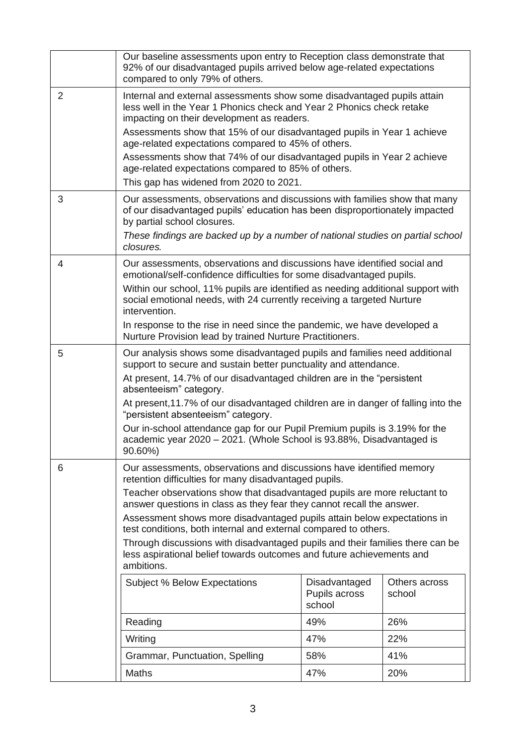| | |
|---|---|
| | Our baseline assessments upon entry to Reception class demonstrate that 92% of our disadvantaged pupils arrived below age-related expectations compared to only 79% of others. |
| 2 | Internal and external assessments show some disadvantaged pupils attain less well in the Year 1 Phonics check and Year 2 Phonics check retake impacting on their development as readers.<br>Assessments show that 15% of our disadvantaged pupils in Year 1 achieve age-related expectations compared to 45% of others.<br>Assessments show that 74% of our disadvantaged pupils in Year 2 achieve age-related expectations compared to 85% of others.<br>This gap has widened from 2020 to 2021. |
| 3 | Our assessments, observations and discussions with families show that many of our disadvantaged pupils' education has been disproportionately impacted by partial school closures.<br>*These findings are backed up by a number of national studies on partial school closures.* |
| 4 | Our assessments, observations and discussions have identified social and emotional/self-confidence difficulties for some disadvantaged pupils.<br>Within our school, 11% pupils are identified as needing additional support with social emotional needs, with 24 currently receiving a targeted Nurture intervention.<br>In response to the rise in need since the pandemic, we have developed a Nurture Provision lead by trained Nurture Practitioners. |
| 5 | Our analysis shows some disadvantaged pupils and families need additional support to secure and sustain better punctuality and attendance.<br>At present, 14.7% of our disadvantaged children are in the "persistent absenteeism" category.<br>At present,11.7% of our disadvantaged children are in danger of falling into the "persistent absenteeism" category.<br>Our in-school attendance gap for our Pupil Premium pupils is 3.19% for the academic year 2020 – 2021. (Whole School is 93.88%, Disadvantaged is 90.60%) |
| 6 | Our assessments, observations and discussions have identified memory retention difficulties for many disadvantaged pupils.<br>Teacher observations show that disadvantaged pupils are more reluctant to answer questions in class as they fear they cannot recall the answer.<br>Assessment shows more disadvantaged pupils attain below expectations in test conditions, both internal and external compared to others.<br>Through discussions with disadvantaged pupils and their families there can be less aspirational belief towards outcomes and future achievements and ambitions. |

| Subject % Below Expectations | Disadvantaged Pupils across school | Others across school |
|---|---|---|
| Reading | 49% | 26% |
| Writing | 47% | 22% |
| Grammar, Punctuation, Spelling | 58% | 41% |
| Maths | 47% | 20% |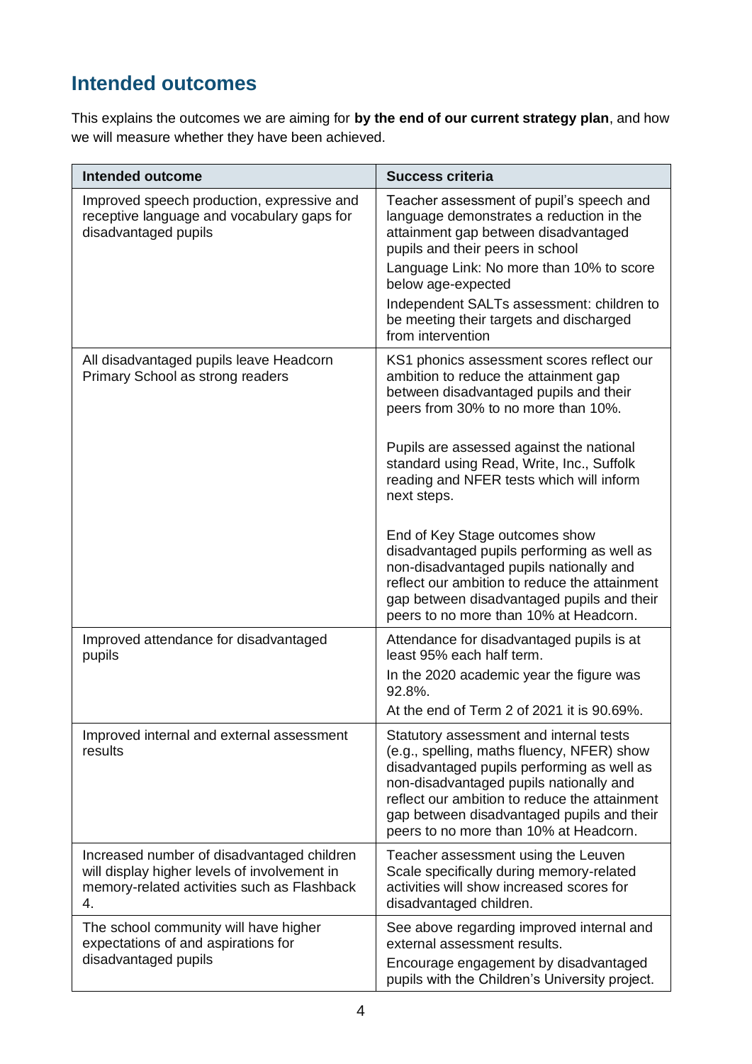## Intended outcomes

This explains the outcomes we are aiming for **by the end of our current strategy plan**, and how we will measure whether they have been achieved.

| Intended outcome | Success criteria |
|---|---|
| Improved speech production, expressive and receptive language and vocabulary gaps for disadvantaged pupils | Teacher assessment of pupil's speech and language demonstrates a reduction in the attainment gap between disadvantaged pupils and their peers in school<br>Language Link: No more than 10% to score below age-expected<br>Independent SALTs assessment: children to be meeting their targets and discharged from intervention |
| All disadvantaged pupils leave Headcorn Primary School as strong readers | KS1 phonics assessment scores reflect our ambition to reduce the attainment gap between disadvantaged pupils and their peers from 30% to no more than 10%.<br><br>Pupils are assessed against the national standard using Read, Write, Inc., Suffolk reading and NFER tests which will inform next steps.<br><br>End of Key Stage outcomes show disadvantaged pupils performing as well as non-disadvantaged pupils nationally and reflect our ambition to reduce the attainment gap between disadvantaged pupils and their peers to no more than 10% at Headcorn. |
| Improved attendance for disadvantaged pupils | Attendance for disadvantaged pupils is at least 95% each half term.<br>In the 2020 academic year the figure was 92.8%.<br>At the end of Term 2 of 2021 it is 90.69%. |
| Improved internal and external assessment results | Statutory assessment and internal tests (e.g., spelling, maths fluency, NFER) show disadvantaged pupils performing as well as non-disadvantaged pupils nationally and reflect our ambition to reduce the attainment gap between disadvantaged pupils and their peers to no more than 10% at Headcorn. |
| Increased number of disadvantaged children will display higher levels of involvement in memory-related activities such as Flashback 4. | Teacher assessment using the Leuven Scale specifically during memory-related activities will show increased scores for disadvantaged children. |
| The school community will have higher expectations of and aspirations for disadvantaged pupils | See above regarding improved internal and external assessment results.<br>Encourage engagement by disadvantaged pupils with the Children's University project. |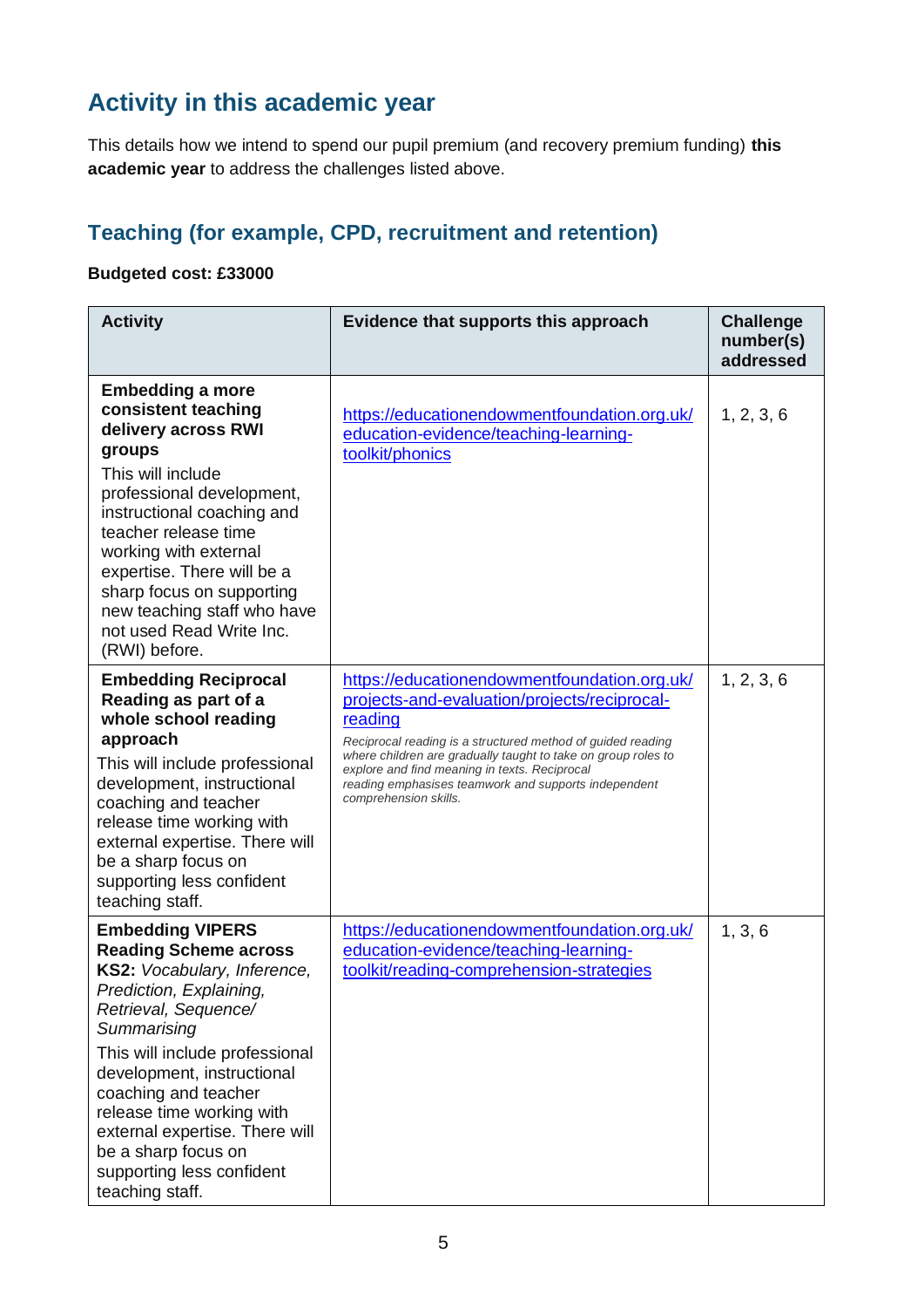## Activity in this academic year

This details how we intend to spend our pupil premium (and recovery premium funding) **this academic year** to address the challenges listed above.

### Teaching (for example, CPD, recruitment and retention)

**Budgeted cost: £33000**

| Activity | Evidence that supports this approach | Challenge number(s) addressed |
|---|---|---|
| **Embedding a more consistent teaching delivery across RWI groups**<br>This will include professional development, instructional coaching and teacher release time working with external expertise. There will be a sharp focus on supporting new teaching staff who have not used Read Write Inc. (RWI) before. | https://educationendowmentfoundation.org.uk/education-evidence/teaching-learning-toolkit/phonics | 1, 2, 3, 6 |
| **Embedding Reciprocal Reading as part of a whole school reading approach**<br>This will include professional development, instructional coaching and teacher release time working with external expertise. There will be a sharp focus on supporting less confident teaching staff. | https://educationendowmentfoundation.org.uk/projects-and-evaluation/projects/reciprocal-reading<br>*Reciprocal reading is a structured method of guided reading where children are gradually taught to take on group roles to explore and find meaning in texts. Reciprocal reading emphasises teamwork and supports independent comprehension skills.* | 1, 2, 3, 6 |
| **Embedding VIPERS Reading Scheme across KS2:** *Vocabulary, Inference, Prediction, Explaining, Retrieval, Sequence/ Summarising*<br>This will include professional development, instructional coaching and teacher release time working with external expertise. There will be a sharp focus on supporting less confident teaching staff. | https://educationendowmentfoundation.org.uk/education-evidence/teaching-learning-toolkit/reading-comprehension-strategies | 1, 3, 6 |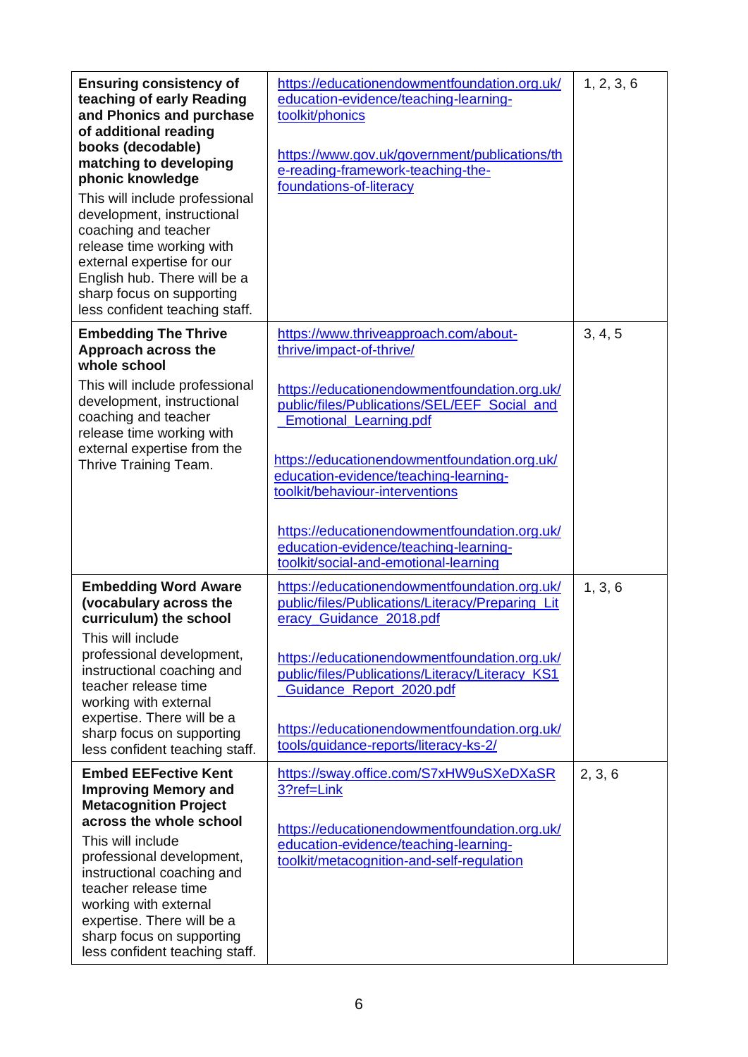| | | |
|---|---|---|
| **Ensuring consistency of teaching of early Reading and Phonics and purchase of additional reading books (decodable) matching to developing phonic knowledge**<br>This will include professional development, instructional coaching and teacher release time working with external expertise for our English hub. There will be a sharp focus on supporting less confident teaching staff. | https://educationendowmentfoundation.org.uk/education-evidence/teaching-learning-toolkit/phonics<br><br>https://www.gov.uk/government/publications/the-reading-framework-teaching-the-foundations-of-literacy | 1, 2, 3, 6 |
| **Embedding The Thrive Approach across the whole school**<br>This will include professional development, instructional coaching and teacher release time working with external expertise from the Thrive Training Team. | https://www.thriveapproach.com/about-thrive/impact-of-thrive/<br><br>https://educationendowmentfoundation.org.uk/public/files/Publications/SEL/EEF_Social_and_Emotional_Learning.pdf<br><br>https://educationendowmentfoundation.org.uk/education-evidence/teaching-learning-toolkit/behaviour-interventions<br><br>https://educationendowmentfoundation.org.uk/education-evidence/teaching-learning-toolkit/social-and-emotional-learning | 3, 4, 5 |
| **Embedding Word Aware (vocabulary across the curriculum) the school**<br>This will include professional development, instructional coaching and teacher release time working with external expertise. There will be a sharp focus on supporting less confident teaching staff. | https://educationendowmentfoundation.org.uk/public/files/Publications/Literacy/Preparing_Literacy_Guidance_2018.pdf<br><br>https://educationendowmentfoundation.org.uk/public/files/Publications/Literacy/Literacy_KS1_Guidance_Report_2020.pdf<br><br>https://educationendowmentfoundation.org.uk/tools/guidance-reports/literacy-ks-2/ | 1, 3, 6 |
| **Embed EEFective Kent Improving Memory and Metacognition Project across the whole school**<br>This will include professional development, instructional coaching and teacher release time working with external expertise. There will be a sharp focus on supporting less confident teaching staff. | https://sway.office.com/S7xHW9uSXeDXaSR3?ref=Link<br><br>https://educationendowmentfoundation.org.uk/education-evidence/teaching-learning-toolkit/metacognition-and-self-regulation | 2, 3, 6 |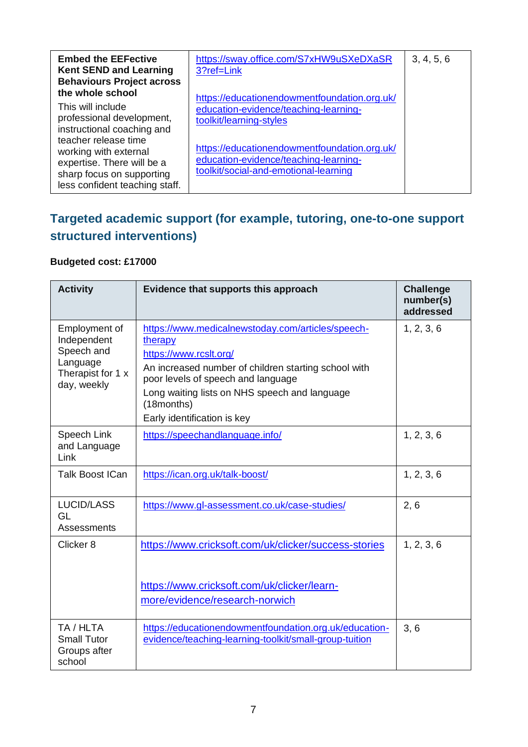| | | |
|---|---|---|
| **Embed the EEFective Kent SEND and Learning Behaviours Project across the whole school**<br>This will include professional development, instructional coaching and teacher release time working with external expertise. There will be a sharp focus on supporting less confident teaching staff. | https://sway.office.com/S7xHW9uSXeDXaSR3?ref=Link<br><br>https://educationendowmentfoundation.org.uk/education-evidence/teaching-learning-toolkit/learning-styles<br><br>https://educationendowmentfoundation.org.uk/education-evidence/teaching-learning-toolkit/social-and-emotional-learning | 3, 4, 5, 6 |

## Targeted academic support (for example, tutoring, one-to-one support structured interventions)

**Budgeted cost: £17000**

| Activity | Evidence that supports this approach | Challenge number(s) addressed |
|---|---|---|
| Employment of Independent Speech and Language Therapist for 1 x day, weekly | https://www.medicalnewstoday.com/articles/speech-therapy<br>https://www.rcslt.org/<br>An increased number of children starting school with poor levels of speech and language<br>Long waiting lists on NHS speech and language (18months)<br>Early identification is key | 1, 2, 3, 6 |
| Speech Link and Language Link | https://speechandlanguage.info/ | 1, 2, 3, 6 |
| Talk Boost ICan | https://ican.org.uk/talk-boost/ | 1, 2, 3, 6 |
| LUCID/LASS GL Assessments | https://www.gl-assessment.co.uk/case-studies/ | 2, 6 |
| Clicker 8 | https://www.cricksoft.com/uk/clicker/success-stories<br><br>https://www.cricksoft.com/uk/clicker/learn-more/evidence/research-norwich | 1, 2, 3, 6 |
| TA / HLTA Small Tutor Groups after school | https://educationendowmentfoundation.org.uk/education-evidence/teaching-learning-toolkit/small-group-tuition | 3, 6 |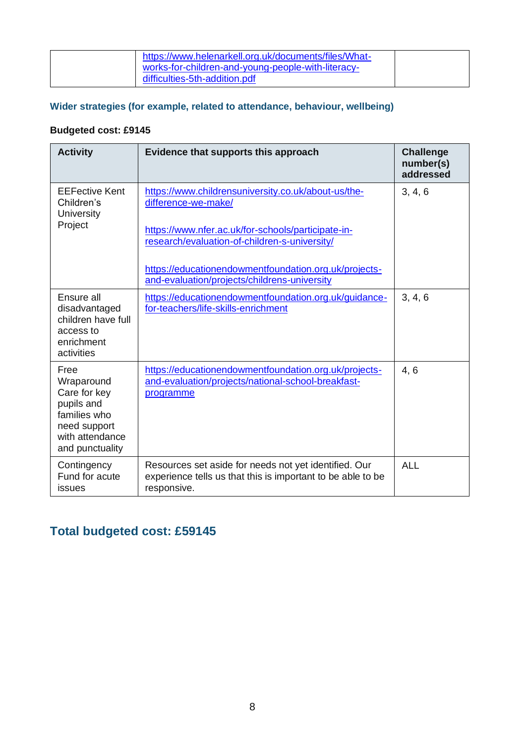| | | |
|---|---|---|
| | https://www.helenarkell.org.uk/documents/files/What-works-for-children-and-young-people-with-literacy-difficulties-5th-addition.pdf | |

### Wider strategies (for example, related to attendance, behaviour, wellbeing)

**Budgeted cost: £9145**

| Activity | Evidence that supports this approach | Challenge number(s) addressed |
|---|---|---|
| EEFective Kent Children's University Project | https://www.childrensuniversity.co.uk/about-us/the-difference-we-make/<br><br>https://www.nfer.ac.uk/for-schools/participate-in-research/evaluation-of-children-s-university/<br><br>https://educationendowmentfoundation.org.uk/projects-and-evaluation/projects/childrens-university | 3, 4, 6 |
| Ensure all disadvantaged children have full access to enrichment activities | https://educationendowmentfoundation.org.uk/guidance-for-teachers/life-skills-enrichment | 3, 4, 6 |
| Free Wraparound Care for key pupils and families who need support with attendance and punctuality | https://educationendowmentfoundation.org.uk/projects-and-evaluation/projects/national-school-breakfast-programme | 4, 6 |
| Contingency Fund for acute issues | Resources set aside for needs not yet identified. Our experience tells us that this is important to be able to be responsive. | ALL |

## Total budgeted cost: £59145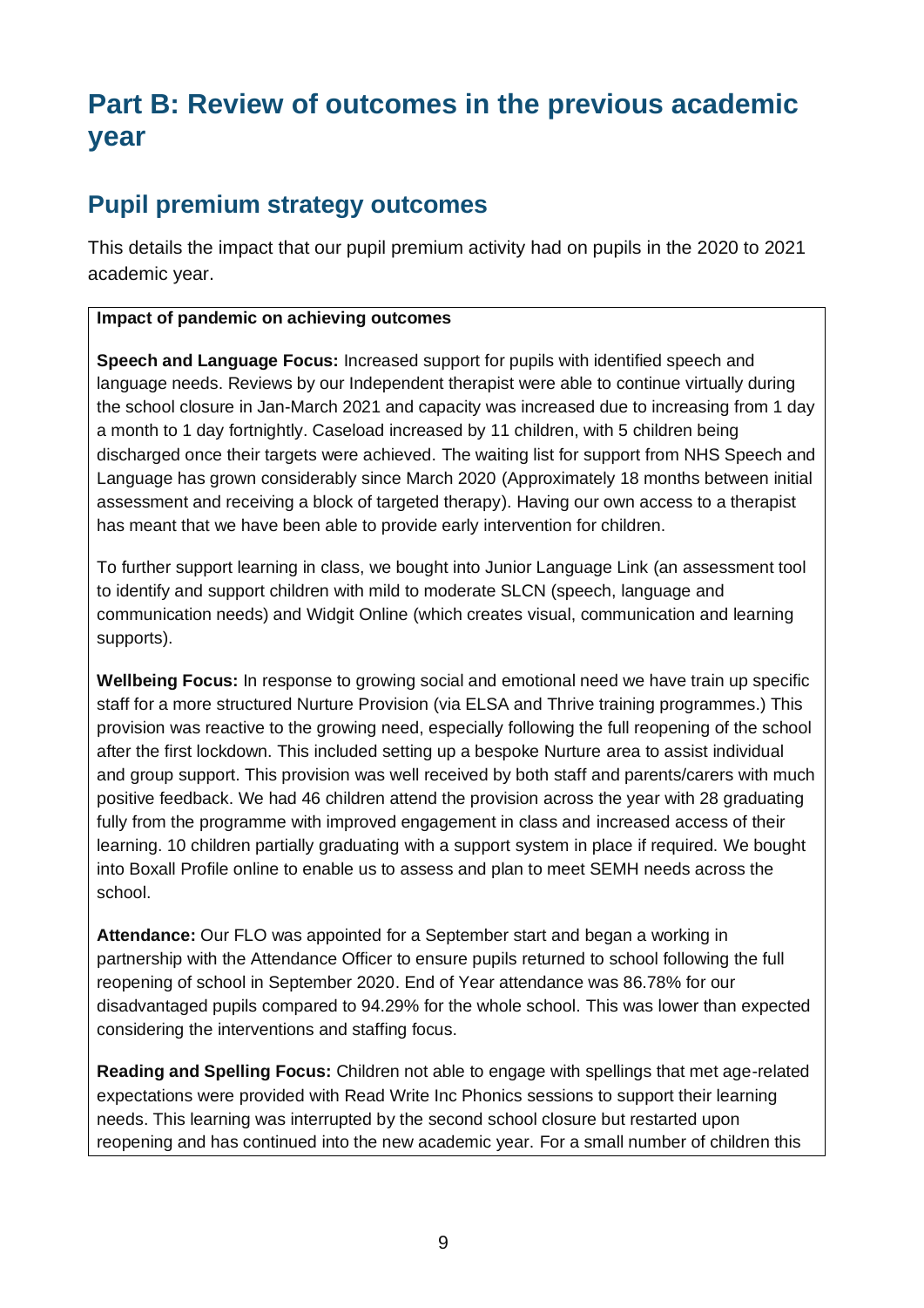# Part B: Review of outcomes in the previous academic year

## Pupil premium strategy outcomes

This details the impact that our pupil premium activity had on pupils in the 2020 to 2021 academic year.

**Impact of pandemic on achieving outcomes**

**Speech and Language Focus:** Increased support for pupils with identified speech and language needs. Reviews by our Independent therapist were able to continue virtually during the school closure in Jan-March 2021 and capacity was increased due to increasing from 1 day a month to 1 day fortnightly. Caseload increased by 11 children, with 5 children being discharged once their targets were achieved. The waiting list for support from NHS Speech and Language has grown considerably since March 2020 (Approximately 18 months between initial assessment and receiving a block of targeted therapy). Having our own access to a therapist has meant that we have been able to provide early intervention for children.

To further support learning in class, we bought into Junior Language Link (an assessment tool to identify and support children with mild to moderate SLCN (speech, language and communication needs) and Widgit Online (which creates visual, communication and learning supports).

**Wellbeing Focus:** In response to growing social and emotional need we have train up specific staff for a more structured Nurture Provision (via ELSA and Thrive training programmes.) This provision was reactive to the growing need, especially following the full reopening of the school after the first lockdown. This included setting up a bespoke Nurture area to assist individual and group support. This provision was well received by both staff and parents/carers with much positive feedback. We had 46 children attend the provision across the year with 28 graduating fully from the programme with improved engagement in class and increased access of their learning. 10 children partially graduating with a support system in place if required. We bought into Boxall Profile online to enable us to assess and plan to meet SEMH needs across the school.

**Attendance:** Our FLO was appointed for a September start and began a working in partnership with the Attendance Officer to ensure pupils returned to school following the full reopening of school in September 2020. End of Year attendance was 86.78% for our disadvantaged pupils compared to 94.29% for the whole school. This was lower than expected considering the interventions and staffing focus.

**Reading and Spelling Focus:** Children not able to engage with spellings that met age-related expectations were provided with Read Write Inc Phonics sessions to support their learning needs. This learning was interrupted by the second school closure but restarted upon reopening and has continued into the new academic year. For a small number of children this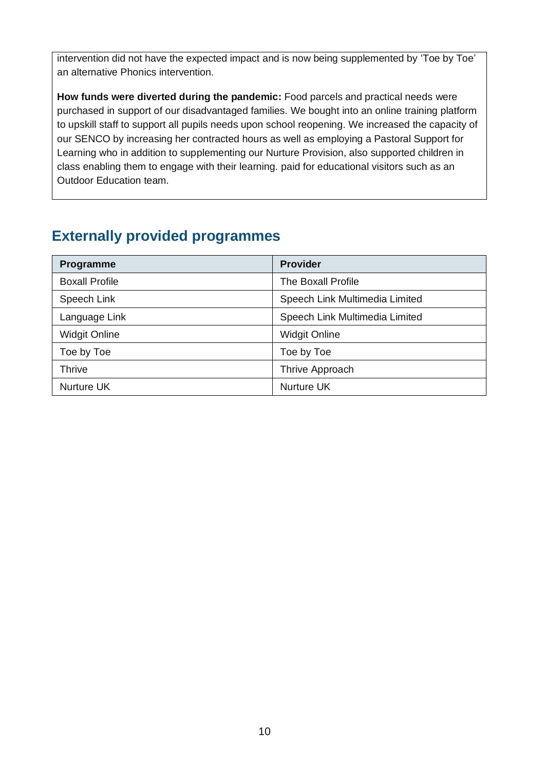intervention did not have the expected impact and is now being supplemented by 'Toe by Toe' an alternative Phonics intervention.

**How funds were diverted during the pandemic:** Food parcels and practical needs were purchased in support of our disadvantaged families. We bought into an online training platform to upskill staff to support all pupils needs upon school reopening. We increased the capacity of our SENCO by increasing her contracted hours as well as employing a Pastoral Support for Learning who in addition to supplementing our Nurture Provision, also supported children in class enabling them to engage with their learning. paid for educational visitors such as an Outdoor Education team.

## Externally provided programmes

| Programme | Provider |
|---|---|
| Boxall Profile | The Boxall Profile |
| Speech Link | Speech Link Multimedia Limited |
| Language Link | Speech Link Multimedia Limited |
| Widgit Online | Widgit Online |
| Toe by Toe | Toe by Toe |
| Thrive | Thrive Approach |
| Nurture UK | Nurture UK |